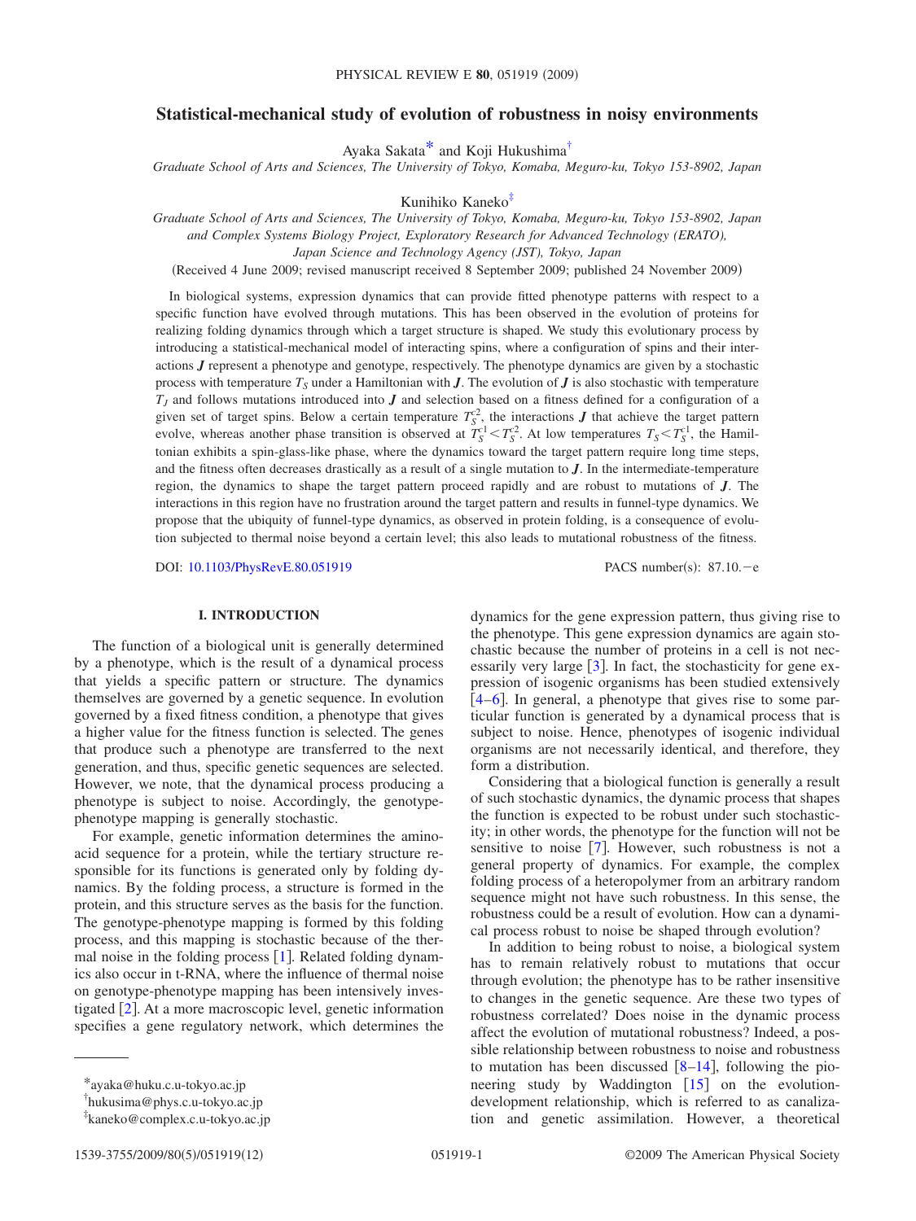# Statistical-mechanical study of evolution of robustness in noisy environments

Ayaka Sakata[*] and Koji Hukushima[†]

*Graduate School of Arts and Sciences, The University of Tokyo, Komaba, Meguro-ku, Tokyo 153-8902, Japan*

Kunihiko Kaneko[‡]

*Graduate School of Arts and Sciences, The University of Tokyo, Komaba, Meguro-ku, Tokyo 153-8902, Japan and Complex Systems Biology Project, Exploratory Research for Advanced Technology (ERATO), Japan Science and Technology Agency (JST), Tokyo, Japan*

(Received 4 June 2009; revised manuscript received 8 September 2009; published 24 November 2009)

In biological systems, expression dynamics that can provide fitted phenotype patterns with respect to a specific function have evolved through mutations. This has been observed in the evolution of proteins for realizing folding dynamics through which a target structure is shaped. We study this evolutionary process by introducing a statistical-mechanical model of interacting spins, where a configuration of spins and their interactions $\boldsymbol{J}$ represent a phenotype and genotype, respectively. The phenotype dynamics are given by a stochastic process with temperature $T_S$ under a Hamiltonian with $\boldsymbol{J}$. The evolution of $\boldsymbol{J}$ is also stochastic with temperature $T_J$ and follows mutations introduced into $\boldsymbol{J}$ and selection based on a fitness defined for a configuration of a given set of target spins. Below a certain temperature $T_S^{c2}$, the interactions $\boldsymbol{J}$ that achieve the target pattern evolve, whereas another phase transition is observed at $T_S^{c1} < T_S^{c2}$. At low temperatures $T_S < T_S^{c1}$, the Hamiltonian exhibits a spin-glass-like phase, where the dynamics toward the target pattern require long time steps, and the fitness often decreases drastically as a result of a single mutation to $\boldsymbol{J}$. In the intermediate-temperature region, the dynamics to shape the target pattern proceed rapidly and are robust to mutations of $\boldsymbol{J}$. The interactions in this region have no frustration around the target pattern and results in funnel-type dynamics. We propose that the ubiquity of funnel-type dynamics, as observed in protein folding, is a consequence of evolution subjected to thermal noise beyond a certain level; this also leads to mutational robustness of the fitness.

DOI: 10.1103/PhysRevE.80.051919 PACS number(s): 87.10.−e

## I. INTRODUCTION

The function of a biological unit is generally determined by a phenotype, which is the result of a dynamical process that yields a specific pattern or structure. The dynamics themselves are governed by a genetic sequence. In evolution governed by a fixed fitness condition, a phenotype that gives a higher value for the fitness function is selected. The genes that produce such a phenotype are transferred to the next generation, and thus, specific genetic sequences are selected. However, we note, that the dynamical process producing a phenotype is subject to noise. Accordingly, the genotype-phenotype mapping is generally stochastic.

For example, genetic information determines the amino-acid sequence for a protein, while the tertiary structure responsible for its functions is generated only by folding dynamics. By the folding process, a structure is formed in the protein, and this structure serves as the basis for the function. The genotype-phenotype mapping is formed by this folding process, and this mapping is stochastic because of the thermal noise in the folding process [1]. Related folding dynamics also occur in t-RNA, where the influence of thermal noise on genotype-phenotype mapping has been intensively investigated [2]. At a more macroscopic level, genetic information specifies a gene regulatory network, which determines the dynamics for the gene expression pattern, thus giving rise to the phenotype. This gene expression dynamics are again stochastic because the number of proteins in a cell is not necessarily very large [3]. In fact, the stochasticity for gene expression of isogenic organisms has been studied extensively [4–6]. In general, a phenotype that gives rise to some particular function is generated by a dynamical process that is subject to noise. Hence, phenotypes of isogenic individual organisms are not necessarily identical, and therefore, they form a distribution.

Considering that a biological function is generally a result of such stochastic dynamics, the dynamic process that shapes the function is expected to be robust under such stochasticity; in other words, the phenotype for the function will not be sensitive to noise [7]. However, such robustness is not a general property of dynamics. For example, the complex folding process of a heteropolymer from an arbitrary random sequence might not have such robustness. In this sense, the robustness could be a result of evolution. How can a dynamical process robust to noise be shaped through evolution?

In addition to being robust to noise, a biological system has to remain relatively robust to mutations that occur through evolution; the phenotype has to be rather insensitive to changes in the genetic sequence. Are these two types of robustness correlated? Does noise in the dynamic process affect the evolution of mutational robustness? Indeed, a possible relationship between robustness to noise and robustness to mutation has been discussed [8–14], following the pioneering study by Waddington [15] on the evolution-development relationship, which is referred to as canalization and genetic assimilation. However, a theoretical

---

[*]ayaka@huku.c.u-tokyo.ac.jp

[†]hukusima@phys.c.u-tokyo.ac.jp

[‡]kaneko@complex.c.u-tokyo.ac.jp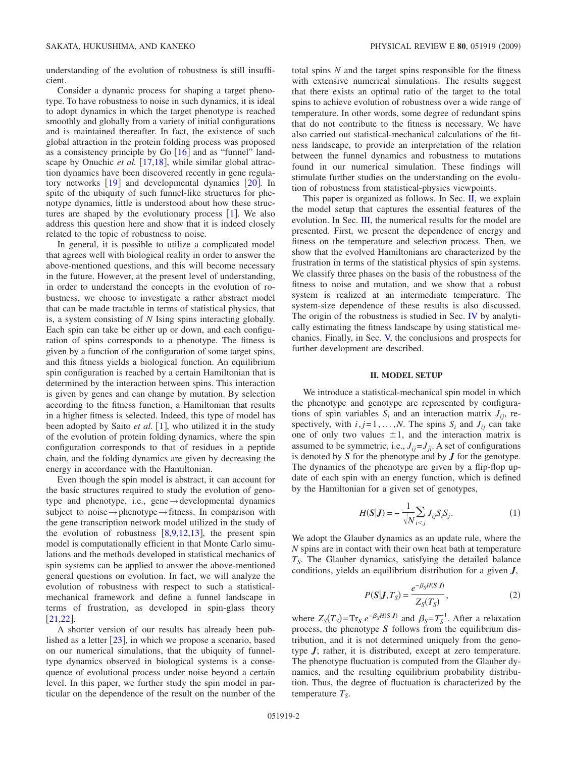understanding of the evolution of robustness is still insufficient.

Consider a dynamic process for shaping a target phenotype. To have robustness to noise in such dynamics, it is ideal to adopt dynamics in which the target phenotype is reached smoothly and globally from a variety of initial configurations and is maintained thereafter. In fact, the existence of such global attraction in the protein folding process was proposed as a consistency principle by Go [16] and as "funnel" landscape by Onuchic *et al.* [17,18], while similar global attraction dynamics have been discovered recently in gene regulatory networks [19] and developmental dynamics [20]. In spite of the ubiquity of such funnel-like structures for phenotype dynamics, little is understood about how these structures are shaped by the evolutionary process [1]. We also address this question here and show that it is indeed closely related to the topic of robustness to noise.

In general, it is possible to utilize a complicated model that agrees well with biological reality in order to answer the above-mentioned questions, and this will become necessary in the future. However, at the present level of understanding, in order to understand the concepts in the evolution of robustness, we choose to investigate a rather abstract model that can be made tractable in terms of statistical physics, that is, a system consisting of $N$ Ising spins interacting globally. Each spin can take be either up or down, and each configuration of spins corresponds to a phenotype. The fitness is given by a function of the configuration of some target spins, and this fitness yields a biological function. An equilibrium spin configuration is reached by a certain Hamiltonian that is determined by the interaction between spins. This interaction is given by genes and can change by mutation. By selection according to the fitness function, a Hamiltonian that results in a higher fitness is selected. Indeed, this type of model has been adopted by Saito *et al.* [1], who utilized it in the study of the evolution of protein folding dynamics, where the spin configuration corresponds to that of residues in a peptide chain, and the folding dynamics are given by decreasing the energy in accordance with the Hamiltonian.

Even though the spin model is abstract, it can account for the basic structures required to study the evolution of genotype and phenotype, i.e., gene→developmental dynamics subject to noise→phenotype→fitness. In comparison with the gene transcription network model utilized in the study of the evolution of robustness [8,9,12,13], the present spin model is computationally efficient in that Monte Carlo simulations and the methods developed in statistical mechanics of spin systems can be applied to answer the above-mentioned general questions on evolution. In fact, we will analyze the evolution of robustness with respect to such a statistical-mechanical framework and define a funnel landscape in terms of frustration, as developed in spin-glass theory [21,22].

A shorter version of our results has already been published as a letter [23], in which we propose a scenario, based on our numerical simulations, that the ubiquity of funnel-type dynamics observed in biological systems is a consequence of evolutionary process under noise beyond a certain level. In this paper, we further study the spin model in particular on the dependence of the result on the number of the total spins $N$ and the target spins responsible for the fitness with extensive numerical simulations. The results suggest that there exists an optimal ratio of the target to the total spins to achieve evolution of robustness over a wide range of temperature. In other words, some degree of redundant spins that do not contribute to the fitness is necessary. We have also carried out statistical-mechanical calculations of the fitness landscape, to provide an interpretation of the relation between the funnel dynamics and robustness to mutations found in our numerical simulation. These findings will stimulate further studies on the understanding on the evolution of robustness from statistical-physics viewpoints.

This paper is organized as follows. In Sec. II, we explain the model setup that captures the essential features of the evolution. In Sec. III, the numerical results for the model are presented. First, we present the dependence of energy and fitness on the temperature and selection process. Then, we show the evolved Hamiltonians are characterized by the frustration in terms of the statistical physics of spin systems. We classify three phases on the basis of the robustness of the fitness to noise and mutation, and we show that a robust system is realized at an intermediate temperature. The system-size dependence of these results is also discussed. The origin of the robustness is studied in Sec. IV by analytically estimating the fitness landscape by using statistical mechanics. Finally, in Sec. V, the conclusions and prospects for further development are described.

## II. MODEL SETUP

We introduce a statistical-mechanical spin model in which the phenotype and genotype are represented by configurations of spin variables $S_i$ and an interaction matrix $J_{ij}$, respectively, with $i,j=1,\ldots,N$. The spins $S_i$ and $J_{ij}$ can take one of only two values $\pm 1$, and the interaction matrix is assumed to be symmetric, i.e., $J_{ij}=J_{ji}$. A set of configurations is denoted by $\boldsymbol{S}$ for the phenotype and by $\boldsymbol{J}$ for the genotype. The dynamics of the phenotype are given by a flip-flop update of each spin with an energy function, which is defined by the Hamiltonian for a given set of genotypes,

$$H(\boldsymbol{S}|\boldsymbol{J}) = -\frac{1}{\sqrt{N}}\sum_{i<j} J_{ij}S_iS_j. \tag{1}$$

We adopt the Glauber dynamics as an update rule, where the $N$ spins are in contact with their own heat bath at temperature $T_S$. The Glauber dynamics, satisfying the detailed balance conditions, yields an equilibrium distribution for a given $\boldsymbol{J}$,

$$P(\boldsymbol{S}|\boldsymbol{J},T_S) = \frac{e^{-\beta_S H(\boldsymbol{S}|\boldsymbol{J})}}{Z_S(T_S)}, \tag{2}$$

where $Z_S(T_S)=\mathrm{Tr}_{\boldsymbol{S}}\, e^{-\beta_S H(\boldsymbol{S}|\boldsymbol{J})}$ and $\beta_S=T_S^{-1}$. After a relaxation process, the phenotype $\boldsymbol{S}$ follows from the equilibrium distribution, and it is not determined uniquely from the genotype $\boldsymbol{J}$; rather, it is distributed, except at zero temperature. The phenotype fluctuation is computed from the Glauber dynamics, and the resulting equilibrium probability distribution. Thus, the degree of fluctuation is characterized by the temperature $T_S$.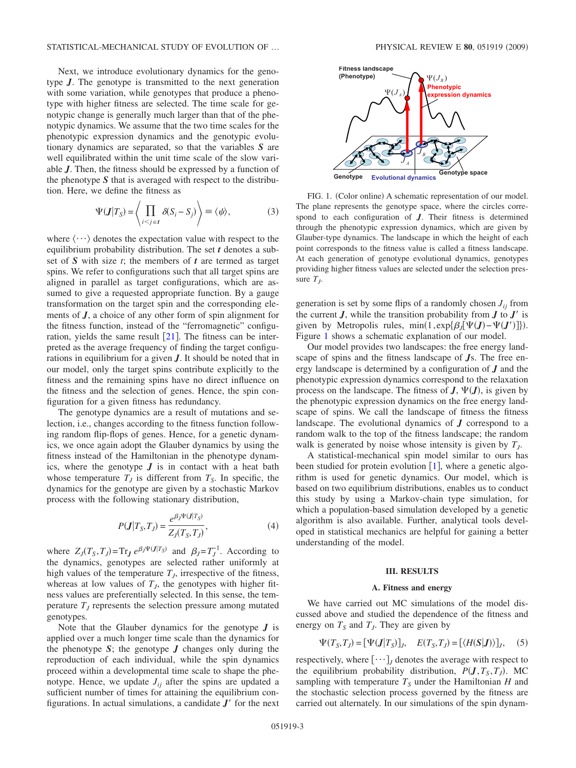Next, we introduce evolutionary dynamics for the genotype $\boldsymbol{J}$. The genotype is transmitted to the next generation with some variation, while genotypes that produce a phenotype with higher fitness are selected. The time scale for genotypic change is generally much larger than that of the phenotypic dynamics. We assume that the two time scales for the phenotypic expression dynamics and the genotypic evolutionary dynamics are separated, so that the variables $\boldsymbol{S}$ are well equilibrated within the unit time scale of the slow variable $\boldsymbol{J}$. Then, the fitness should be expressed by a function of the phenotype $\boldsymbol{S}$ that is averaged with respect to the distribution. Here, we define the fitness as

$$\Psi(\boldsymbol{J}|T_S) = \left\langle \prod_{i<j\in t} \delta(S_i - S_j) \right\rangle \equiv \langle \psi \rangle, \tag{3}$$

where $\langle \cdots \rangle$ denotes the expectation value with respect to the equilibrium probability distribution. The set $\boldsymbol{t}$ denotes a subset of $\boldsymbol{S}$ with size $t$; the members of $\boldsymbol{t}$ are termed as target spins. We refer to configurations such that all target spins are aligned in parallel as target configurations, which are assumed to give a requested appropriate function. By a gauge transformation on the target spin and the corresponding elements of $\boldsymbol{J}$, a choice of any other form of spin alignment for the fitness function, instead of the "ferromagnetic" configuration, yields the same result [21]. The fitness can be interpreted as the average frequency of finding the target configurations in equilibrium for a given $\boldsymbol{J}$. It should be noted that in our model, only the target spins contribute explicitly to the fitness and the remaining spins have no direct influence on the fitness and the selection of genes. Hence, the spin configuration for a given fitness has redundancy.

The genotype dynamics are a result of mutations and selection, i.e., changes according to the fitness function following random flip-flops of genes. Hence, for a genetic dynamics, we once again adopt the Glauber dynamics by using the fitness instead of the Hamiltonian in the phenotype dynamics, where the genotype $\boldsymbol{J}$ is in contact with a heat bath whose temperature $T_J$ is different from $T_S$. In specific, the dynamics for the genotype are given by a stochastic Markov process with the following stationary distribution,

$$P(\boldsymbol{J}|T_S, T_J) = \frac{e^{\beta_J \Psi(\boldsymbol{J}|T_S)}}{Z_J(T_S, T_J)}, \tag{4}$$

where $Z_J(T_S,T_J) = \mathrm{Tr}_{\boldsymbol{J}}\, e^{\beta_J \Psi(\boldsymbol{J}|T_S)}$ and $\beta_J = T_J^{-1}$. According to the dynamics, genotypes are selected rather uniformly at high values of the temperature $T_J$, irrespective of the fitness, whereas at low values of $T_J$, the genotypes with higher fitness values are preferentially selected. In this sense, the temperature $T_J$ represents the selection pressure among mutated genotypes.

Note that the Glauber dynamics for the genotype $\boldsymbol{J}$ is applied over a much longer time scale than the dynamics for the phenotype $\boldsymbol{S}$; the genotype $\boldsymbol{J}$ changes only during the reproduction of each individual, while the spin dynamics proceed within a developmental time scale to shape the phenotype. Hence, we update $J_{ij}$ after the spins are updated a sufficient number of times for attaining the equilibrium configurations. In actual simulations, a candidate $\boldsymbol{J}'$ for the next generation is set by some flips of a randomly chosen $J_{ij}$ from the current $\boldsymbol{J}$, while the transition probability from $\boldsymbol{J}$ to $\boldsymbol{J}'$ is given by Metropolis rules, $\min(1, \exp\{\beta_J[\Psi(\boldsymbol{J}) - \Psi(\boldsymbol{J}')]\})$. Figure 1 shows a schematic explanation of our model.

FIG. 1. (Color online) A schematic representation of our model. The plane represents the genotype space, where the circles correspond to each configuration of $\boldsymbol{J}$. Their fitness is determined through the phenotypic expression dynamics, which are given by Glauber-type dynamics. The landscape in which the height of each point corresponds to the fitness value is called a fitness landscape. At each generation of genotype evolutional dynamics, genotypes providing higher fitness values are selected under the selection pressure $T_J$.

Our model provides two landscapes: the free energy landscape of spins and the fitness landscape of $\boldsymbol{J}$s. The free energy landscape is determined by a configuration of $\boldsymbol{J}$ and the phenotypic expression dynamics correspond to the relaxation process on the landscape. The fitness of $\boldsymbol{J}$, $\Psi(\boldsymbol{J})$, is given by the phenotypic expression dynamics on the free energy landscape of spins. We call the landscape of fitness the fitness landscape. The evolutional dynamics of $\boldsymbol{J}$ correspond to a random walk to the top of the fitness landscape; the random walk is generated by noise whose intensity is given by $T_J$.

A statistical-mechanical spin model similar to ours has been studied for protein evolution [1], where a genetic algorithm is used for genetic dynamics. Our model, which is based on two equilibrium distributions, enables us to conduct this study by using a Markov-chain type simulation, for which a population-based simulation developed by a genetic algorithm is also available. Further, analytical tools developed in statistical mechanics are helpful for gaining a better understanding of the model.

## III. RESULTS

### A. Fitness and energy

We have carried out MC simulations of the model discussed above and studied the dependence of the fitness and energy on $T_S$ and $T_J$. They are given by

$$\Psi(T_S, T_J) = [\Psi(\boldsymbol{J}|T_S)]_J, \quad E(T_S, T_J) = [\langle H(\boldsymbol{S}|\boldsymbol{J})\rangle]_J, \tag{5}$$

respectively, where $[\cdots]_J$ denotes the average with respect to the equilibrium probability distribution, $P(\boldsymbol{J}, T_S, T_J)$. MC sampling with temperature $T_S$ under the Hamiltonian $H$ and the stochastic selection process governed by the fitness are carried out alternately. In our simulations of the spin dynam-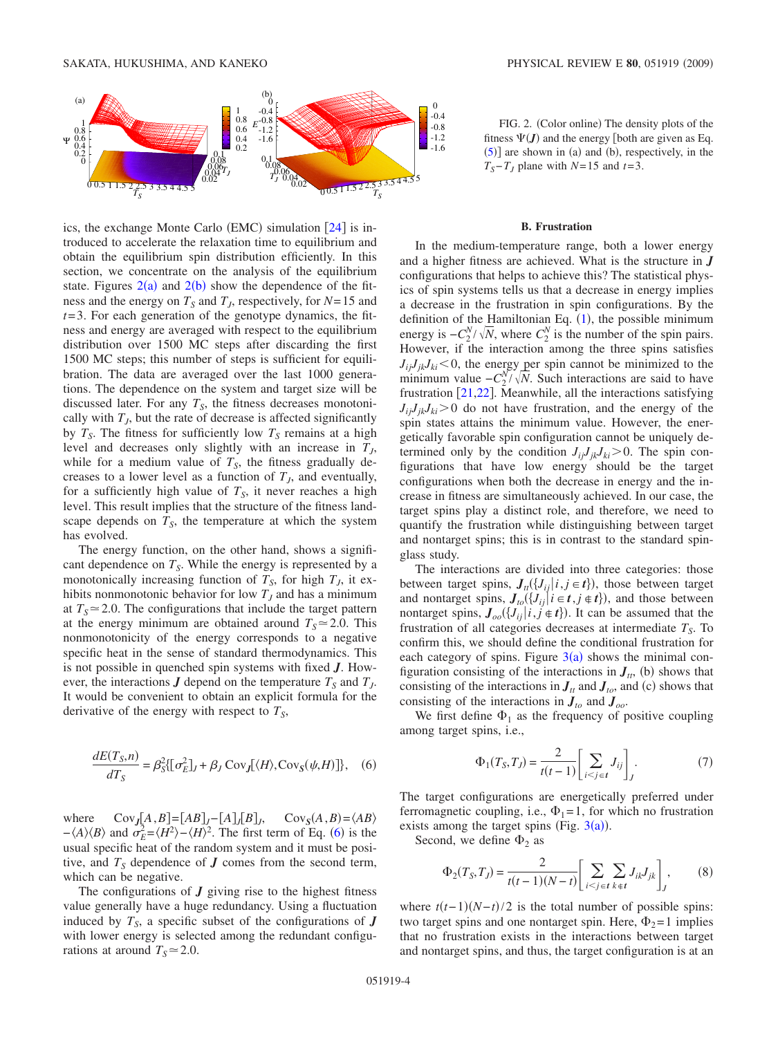FIG. 2. (Color online) The density plots of the fitness $\Psi(\boldsymbol{J})$ and the energy [both are given as Eq. (5)] are shown in (a) and (b), respectively, in the $T_S - T_J$ plane with $N=15$ and $t=3$.

ics, the exchange Monte Carlo (EMC) simulation [24] is introduced to accelerate the relaxation time to equilibrium and obtain the equilibrium spin distribution efficiently. In this section, we concentrate on the analysis of the equilibrium state. Figures 2(a) and 2(b) show the dependence of the fitness and the energy on $T_S$ and $T_J$, respectively, for $N=15$ and $t=3$. For each generation of the genotype dynamics, the fitness and energy are averaged with respect to the equilibrium distribution over 1500 MC steps after discarding the first 1500 MC steps; this number of steps is sufficient for equilibration. The data are averaged over the last 1000 generations. The dependence on the system and target size will be discussed later. For any $T_S$, the fitness decreases monotonically with $T_J$, but the rate of decrease is affected significantly by $T_S$. The fitness for sufficiently low $T_S$ remains at a high level and decreases only slightly with an increase in $T_J$, while for a medium value of $T_S$, the fitness gradually decreases to a lower level as a function of $T_J$, and eventually, for a sufficiently high value of $T_S$, it never reaches a high level. This result implies that the structure of the fitness landscape depends on $T_S$, the temperature at which the system has evolved.

The energy function, on the other hand, shows a significant dependence on $T_S$. While the energy is represented by a monotonically increasing function of $T_S$, for high $T_J$, it exhibits nonmonotonic behavior for low $T_J$ and has a minimum at $T_S \simeq 2.0$. The configurations that include the target pattern at the energy minimum are obtained around $T_S \simeq 2.0$. This nonmonotonicity of the energy corresponds to a negative specific heat in the sense of standard thermodynamics. This is not possible in quenched spin systems with fixed $\boldsymbol{J}$. However, the interactions $\boldsymbol{J}$ depend on the temperature $T_S$ and $T_J$. It would be convenient to obtain an explicit formula for the derivative of the energy with respect to $T_S$,

$$\frac{dE(T_S,n)}{dT_S} = \beta_S^2\{[\sigma_E^2]_J + \beta_J \operatorname{Cov}_{\boldsymbol{J}}[\langle H\rangle, \operatorname{Cov}_{\boldsymbol{S}}(\psi,H)]\}, \quad (6)$$

where $\operatorname{Cov}_{\boldsymbol{J}}[A,B]=[AB]_J-[A]_J[B]_J$, $\operatorname{Cov}_{\boldsymbol{S}}(A,B)=\langle AB\rangle - \langle A\rangle\langle B\rangle$ and $\sigma_E^2=\langle H^2\rangle-\langle H\rangle^2$. The first term of Eq. (6) is the usual specific heat of the random system and it must be positive, and $T_S$ dependence of $\boldsymbol{J}$ comes from the second term, which can be negative.

The configurations of $\boldsymbol{J}$ giving rise to the highest fitness value generally have a huge redundancy. Using a fluctuation induced by $T_S$, a specific subset of the configurations of $\boldsymbol{J}$ with lower energy is selected among the redundant configurations at around $T_S \simeq 2.0$.

### B. Frustration

In the medium-temperature range, both a lower energy and a higher fitness are achieved. What is the structure in $\boldsymbol{J}$ configurations that helps to achieve this? The statistical physics of spin systems tells us that a decrease in energy implies a decrease in the frustration in spin configurations. By the definition of the Hamiltonian Eq. (1), the possible minimum energy is $-C_2^N/\sqrt{N}$, where $C_2^N$ is the number of the spin pairs. However, if the interaction among the three spins satisfies $J_{ij}J_{jk}J_{ki}<0$, the energy per spin cannot be minimized to the minimum value $-C_2^N/\sqrt{N}$. Such interactions are said to have frustration [21,22]. Meanwhile, all the interactions satisfying $J_{ij}J_{jk}J_{ki}>0$ do not have frustration, and the energy of the spin states attains the minimum value. However, the energetically favorable spin configuration cannot be uniquely determined only by the condition $J_{ij}J_{jk}J_{ki}>0$. The spin configurations that have low energy should be the target configurations when both the decrease in energy and the increase in fitness are simultaneously achieved. In our case, the target spins play a distinct role, and therefore, we need to quantify the frustration while distinguishing between target and nontarget spins; this is in contrast to the standard spin-glass study.

The interactions are divided into three categories: those between target spins, $\boldsymbol{J}_{tt}(\{J_{ij}|i,j\in \boldsymbol{t}\})$, those between target and nontarget spins, $\boldsymbol{J}_{to}(\{J_{ij}|i\in \boldsymbol{t}, j\notin \boldsymbol{t}\})$, and those between nontarget spins, $\boldsymbol{J}_{oo}(\{J_{ij}|i,j\notin \boldsymbol{t}\})$. It can be assumed that the frustration of all categories decreases at intermediate $T_S$. To confirm this, we should define the conditional frustration for each category of spins. Figure 3(a) shows the minimal configuration consisting of the interactions in $\boldsymbol{J}_{tt}$, (b) shows that consisting of the interactions in $\boldsymbol{J}_{tt}$ and $\boldsymbol{J}_{to}$, and (c) shows that consisting of the interactions in $\boldsymbol{J}_{to}$ and $\boldsymbol{J}_{oo}$.

We first define $\Phi_1$ as the frequency of positive coupling among target spins, i.e.,

$$\Phi_1(T_S,T_J) = \frac{2}{t(t-1)}\left[\sum_{i<j\in t} J_{ij}\right]_J. \quad (7)$$

The target configurations are energetically preferred under ferromagnetic coupling, i.e., $\Phi_1=1$, for which no frustration exists among the target spins (Fig. 3(a)).

Second, we define $\Phi_2$ as

$$\Phi_2(T_S,T_J) = \frac{2}{t(t-1)(N-t)}\left[\sum_{i<j\in t}\sum_{k\notin t} J_{ik}J_{jk}\right]_J, \quad (8)$$

where $t(t-1)(N-t)/2$ is the total number of possible spins: two target spins and one nontarget spin. Here, $\Phi_2=1$ implies that no frustration exists in the interactions between target and nontarget spins, and thus, the target configuration is at an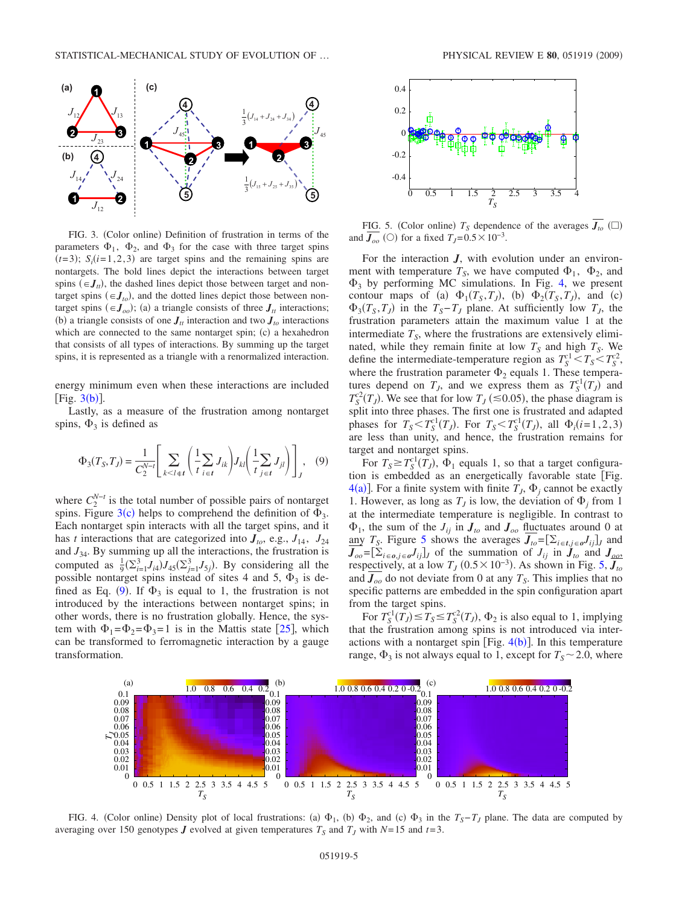FIG. 3. (Color online) Definition of frustration in terms of the parameters $\Phi_1$, $\Phi_2$, and $\Phi_3$ for the case with three target spins ($t=3$); $S_i(i=1,2,3)$ are target spins and the remaining spins are nontargets. The bold lines depict the interactions between target spins ($\in \boldsymbol{J}_{tt}$), the dashed lines depict those between target and nontarget spins ($\in \boldsymbol{J}_{to}$), and the dotted lines depict those between nontarget spins ($\in \boldsymbol{J}_{oo}$); (a) a triangle consists of three $\boldsymbol{J}_{tt}$ interactions; (b) a triangle consists of one $\boldsymbol{J}_{tt}$ interaction and two $\boldsymbol{J}_{to}$ interactions which are connected to the same nontarget spin; (c) a hexahedron that consists of all types of interactions. By summing up the target spins, it is represented as a triangle with a renormalized interaction.

energy minimum even when these interactions are included [Fig. 3(b)].

Lastly, as a measure of the frustration among nontarget spins, $\Phi_3$ is defined as

$$\Phi_3(T_S,T_J) = \frac{1}{C_2^{N-t}}\left[\sum_{k<l\notin t}\left(\frac{1}{t}\sum_{i\in t}J_{ik}\right)J_{kl}\left(\frac{1}{t}\sum_{j\in t}J_{jl}\right)\right]_J, \quad (9)$$

where $C_2^{N-t}$ is the total number of possible pairs of nontarget spins. Figure 3(c) helps to comprehend the definition of $\Phi_3$. Each nontarget spin interacts with all the target spins, and it has $t$ interactions that are categorized into $\boldsymbol{J}_{to}$, e.g., $J_{14}$, $J_{24}$ and $J_{34}$. By summing up all the interactions, the frustration is computed as $\frac{1}{9}(\Sigma_{i=1}^3 J_{i4})J_{45}(\Sigma_{j=1}^3 J_{5j})$. By considering all the possible nontarget spins instead of sites 4 and 5, $\Phi_3$ is defined as Eq. (9). If $\Phi_3$ is equal to 1, the frustration is not introduced by the interactions between nontarget spins; in other words, there is no frustration globally. Hence, the system with $\Phi_1=\Phi_2=\Phi_3=1$ is in the Mattis state [25], which can be transformed to ferromagnetic interaction by a gauge transformation.

FIG. 5. (Color online) $T_S$ dependence of the averages $\overline{\boldsymbol{J}_{to}}$ (□) and $\overline{\boldsymbol{J}_{oo}}$ (○) for a fixed $T_J=0.5\times 10^{-3}$.

For the interaction $\boldsymbol{J}$, with evolution under an environment with temperature $T_S$, we have computed $\Phi_1$, $\Phi_2$, and $\Phi_3$ by performing MC simulations. In Fig. 4, we present contour maps of (a) $\Phi_1(T_S,T_J)$, (b) $\Phi_2(T_S,T_J)$, and (c) $\Phi_3(T_S,T_J)$ in the $T_S-T_J$ plane. At sufficiently low $T_J$, the frustration parameters attain the maximum value 1 at the intermediate $T_S$, where the frustrations are extensively eliminated, while they remain finite at low $T_S$ and high $T_S$. We define the intermediate-temperature region as $T_S^{c1}<T_S<T_S^{c2}$, where the frustration parameter $\Phi_2$ equals 1. These temperatures depend on $T_J$, and we express them as $T_S^{c1}(T_J)$ and $T_S^{c2}(T_J)$. We see that for low $T_J$ ($\lesssim 0.05$), the phase diagram is split into three phases. The first one is frustrated and adapted phases for $T_S<T_S^{c1}(T_J)$. For $T_S<T_S^{c1}(T_J)$, all $\Phi_i(i=1,2,3)$ are less than unity, and hence, the frustration remains for target and nontarget spins.

For $T_S \geq T_S^{c1}(T_J)$, $\Phi_1$ equals 1, so that a target configuration is embedded as an energetically favorable state [Fig. 4(a)]. For a finite system with finite $T_J$, $\Phi_j$ cannot be exactly 1. However, as long as $T_J$ is low, the deviation of $\Phi_j$ from 1 at the intermediate temperature is negligible. In contrast to $\Phi_1$, the sum of the $J_{ij}$ in $\boldsymbol{J}_{to}$ and $\boldsymbol{J}_{oo}$ fluctuates around 0 at any $T_S$. Figure 5 shows the averages $\overline{\boldsymbol{J}_{to}}=[\Sigma_{i\in t, j\in o}J_{ij}]_J$ and $\overline{\boldsymbol{J}_{oo}}=[\Sigma_{i\in o, j\in o}J_{ij}]_J$ of the summation of $J_{ij}$ in $\boldsymbol{J}_{to}$ and $\boldsymbol{J}_{oo}$, respectively, at a low $T_J$ ($0.5\times 10^{-3}$). As shown in Fig. 5, $\overline{\boldsymbol{J}_{to}}$ and $\overline{\boldsymbol{J}_{oo}}$ do not deviate from 0 at any $T_S$. This implies that no specific patterns are embedded in the spin configuration apart from the target spins.

For $T_S^{c1}(T_J)\leq T_S \leq T_S^{c2}(T_J)$, $\Phi_2$ is also equal to 1, implying that the frustration among spins is not introduced via interactions with a nontarget spin [Fig. 4(b)]. In this temperature range, $\Phi_3$ is not always equal to 1, except for $T_S\sim 2.0$, where

FIG. 4. (Color online) Density plot of local frustrations: (a) $\Phi_1$, (b) $\Phi_2$, and (c) $\Phi_3$ in the $T_S-T_J$ plane. The data are computed by averaging over 150 genotypes $\boldsymbol{J}$ evolved at given temperatures $T_S$ and $T_J$ with $N=15$ and $t=3$.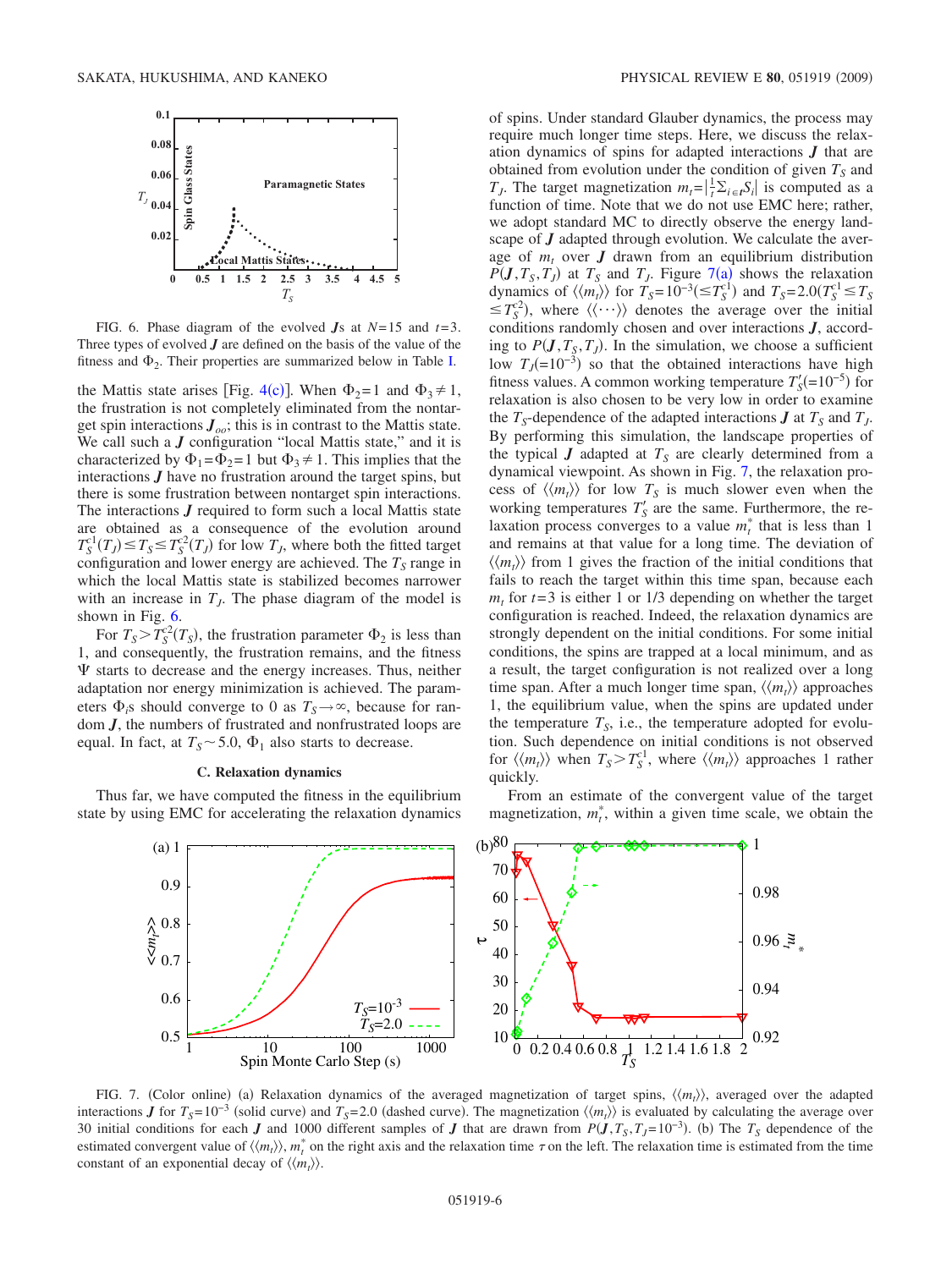FIG. 6. Phase diagram of the evolved $\boldsymbol{J}$s at $N=15$ and $t=3$. Three types of evolved $\boldsymbol{J}$ are defined on the basis of the value of the fitness and $\Phi_2$. Their properties are summarized below in Table I.

the Mattis state arises [Fig. 4(c)]. When $\Phi_2=1$ and $\Phi_3 \neq 1$, the frustration is not completely eliminated from the nontarget spin interactions $\boldsymbol{J}_{oo}$; this is in contrast to the Mattis state. We call such a $\boldsymbol{J}$ configuration "local Mattis state," and it is characterized by $\Phi_1=\Phi_2=1$ but $\Phi_3 \neq 1$. This implies that the interactions $\boldsymbol{J}$ have no frustration around the target spins, but there is some frustration between nontarget spin interactions. The interactions $\boldsymbol{J}$ required to form such a local Mattis state are obtained as a consequence of the evolution around $T_S^{c1}(T_J) \leq T_S \leq T_S^{c2}(T_J)$ for low $T_J$, where both the fitted target configuration and lower energy are achieved. The $T_S$ range in which the local Mattis state is stabilized becomes narrower with an increase in $T_J$. The phase diagram of the model is shown in Fig. 6.

For $T_S > T_S^{c2}(T_S)$, the frustration parameter $\Phi_2$ is less than 1, and consequently, the frustration remains, and the fitness $\Psi$ starts to decrease and the energy increases. Thus, neither adaptation nor energy minimization is achieved. The parameters $\Phi_i$s should converge to 0 as $T_S \to \infty$, because for random $\boldsymbol{J}$, the numbers of frustrated and nonfrustrated loops are equal. In fact, at $T_S \sim 5.0$, $\Phi_1$ also starts to decrease.

### C. Relaxation dynamics

Thus far, we have computed the fitness in the equilibrium state by using EMC for accelerating the relaxation dynamics of spins. Under standard Glauber dynamics, the process may require much longer time steps. Here, we discuss the relaxation dynamics of spins for adapted interactions $\boldsymbol{J}$ that are obtained from evolution under the condition of given $T_S$ and $T_J$. The target magnetization $m_t = |\frac{1}{t}\sum_{i\in t} S_i|$ is computed as a function of time. Note that we do not use EMC here; rather, we adopt standard MC to directly observe the energy landscape of $\boldsymbol{J}$ adapted through evolution. We calculate the average of $m_t$ over $\boldsymbol{J}$ drawn from an equilibrium distribution $P(\boldsymbol{J}, T_S, T_J)$ at $T_S$ and $T_J$. Figure 7(a) shows the relaxation dynamics of $\langle\langle m_t \rangle\rangle$ for $T_S = 10^{-3} (\leq T_S^{c1})$ and $T_S = 2.0 (T_S^{c1} \leq T_S \leq T_S^{c2})$, where $\langle\langle \cdots \rangle\rangle$ denotes the average over the initial conditions randomly chosen and over interactions $\boldsymbol{J}$, according to $P(\boldsymbol{J}, T_S, T_J)$. In the simulation, we choose a sufficient low $T_J (=10^{-3})$ so that the obtained interactions have high fitness values. A common working temperature $T_S' (=10^{-5})$ for relaxation is also chosen to be very low in order to examine the $T_S$-dependence of the adapted interactions $\boldsymbol{J}$ at $T_S$ and $T_J$. By performing this simulation, the landscape properties of the typical $\boldsymbol{J}$ adapted at $T_S$ are clearly determined from a dynamical viewpoint. As shown in Fig. 7, the relaxation process of $\langle\langle m_t \rangle\rangle$ for low $T_S$ is much slower even when the working temperatures $T_S'$ are the same. Furthermore, the relaxation process converges to a value $m_t^*$ that is less than 1 and remains at that value for a long time. The deviation of $\langle\langle m_t \rangle\rangle$ from 1 gives the fraction of the initial conditions that fails to reach the target within this time span, because each $m_t$ for $t=3$ is either 1 or 1/3 depending on whether the target configuration is reached. Indeed, the relaxation dynamics are strongly dependent on the initial conditions. For some initial conditions, the spins are trapped at a local minimum, and as a result, the target configuration is not realized over a long time span. After a much longer time span, $\langle\langle m_t \rangle\rangle$ approaches 1, the equilibrium value, when the spins are updated under the temperature $T_S$, i.e., the temperature adopted for evolution. Such dependence on initial conditions is not observed for $\langle\langle m_t \rangle\rangle$ when $T_S > T_S^{c1}$, where $\langle\langle m_t \rangle\rangle$ approaches 1 rather quickly.

From an estimate of the convergent value of the target magnetization, $m_t^*$, within a given time scale, we obtain the

FIG. 7. (Color online) (a) Relaxation dynamics of the averaged magnetization of target spins, $\langle\langle m_t \rangle\rangle$, averaged over the adapted interactions $\boldsymbol{J}$ for $T_S = 10^{-3}$ (solid curve) and $T_S = 2.0$ (dashed curve). The magnetization $\langle\langle m_t \rangle\rangle$ is evaluated by calculating the average over 30 initial conditions for each $\boldsymbol{J}$ and 1000 different samples of $\boldsymbol{J}$ that are drawn from $P(\boldsymbol{J}, T_S, T_J = 10^{-3})$. (b) The $T_S$ dependence of the estimated convergent value of $\langle\langle m_t \rangle\rangle$, $m_t^*$ on the right axis and the relaxation time $\tau$ on the left. The relaxation time is estimated from the time constant of an exponential decay of $\langle\langle m_t \rangle\rangle$.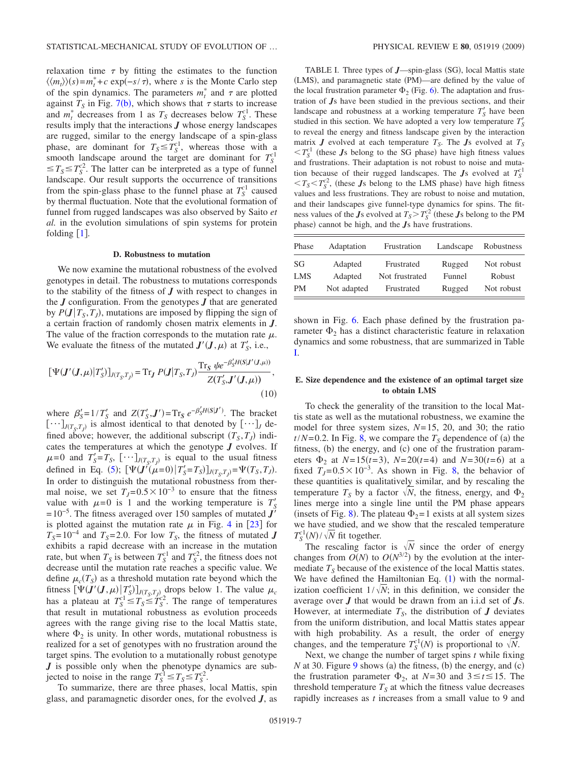relaxation time $\tau$ by fitting the estimates to the function $\langle\langle m_t \rangle\rangle(s) = m_t^* + c \exp(-s/\tau)$, where $s$ is the Monte Carlo step of the spin dynamics. The parameters $m_t^*$ and $\tau$ are plotted against $T_S$ in Fig. 7(b), which shows that $\tau$ starts to increase and $m_t^*$ decreases from 1 as $T_S$ decreases below $T_S^{c1}$. These results imply that the interactions $\boldsymbol{J}$ whose energy landscapes are rugged, similar to the energy landscape of a spin-glass phase, are dominant for $T_S \leq T_S^{c1}$, whereas those with a smooth landscape around the target are dominant for $T_S^{c1} \leq T_S \leq T_S^{c2}$. The latter can be interpreted as a type of funnel landscape. Our result supports the occurrence of transitions from the spin-glass phase to the funnel phase at $T_S^{c1}$ caused by thermal fluctuation. Note that the evolutional formation of funnel from rugged landscapes was also observed by Saito *et al.* in the evolution simulations of spin systems for protein folding [1].

### D. Robustness to mutation

We now examine the mutational robustness of the evolved genotypes in detail. The robustness to mutations corresponds to the stability of the fitness of $\boldsymbol{J}$ with respect to changes in the $\boldsymbol{J}$ configuration. From the genotypes $\boldsymbol{J}$ that are generated by $P(\boldsymbol{J}|T_S, T_J)$, mutations are imposed by flipping the sign of a certain fraction of randomly chosen matrix elements in $\boldsymbol{J}$. The value of the fraction corresponds to the mutation rate $\mu$. We evaluate the fitness of the mutated $\boldsymbol{J}'(\boldsymbol{J}, \mu)$ at $T_S'$, i.e.,

$$[\Psi(\boldsymbol{J}'(\boldsymbol{J},\mu)|T_S')]_{J(T_S,T_J)} = \mathrm{Tr}_{\boldsymbol{J}}\, P(\boldsymbol{J}|T_S,T_J) \frac{\mathrm{Tr}_{\boldsymbol{S}}\, \psi e^{-\beta_S' H(\boldsymbol{S}|\boldsymbol{J}'(\boldsymbol{J},\mu))}}{Z(T_S', \boldsymbol{J}'(\boldsymbol{J},\mu))}, \tag{10}$$

where $\beta_S' = 1/T_S'$ and $Z(T_S', \boldsymbol{J}') = \mathrm{Tr}_{\boldsymbol{S}}\, e^{-\beta_S' H(\boldsymbol{S}|\boldsymbol{J}')}$. The bracket $[\cdots]_{J(T_S,T_J)}$ is almost identical to that denoted by $[\cdots]_J$ defined above; however, the additional subscript $(T_S, T_J)$ indicates the temperatures at which the genotype $\boldsymbol{J}$ evolves. If $\mu=0$ and $T_S' = T_S$, $[\cdots]_{J(T_S,T_J)}$ is equal to the usual fitness defined in Eq. (5); $[\Psi(\boldsymbol{J}'(\mu=0)|T_S'=T_S)]_{J(T_S,T_J)} = \Psi(T_S, T_J)$. In order to distinguish the mutational robustness from thermal noise, we set $T_J = 0.5\times 10^{-3}$ to ensure that the fitness value with $\mu=0$ is 1 and the working temperature is $T_S' = 10^{-5}$. The fitness averaged over 150 samples of mutated $\boldsymbol{J}'$ is plotted against the mutation rate $\mu$ in Fig. 4 in [23] for $T_S = 10^{-4}$ and $T_S = 2.0$. For low $T_S$, the fitness of mutated $\boldsymbol{J}$ exhibits a rapid decrease with an increase in the mutation rate, but when $T_S$ is between $T_S^{c1}$ and $T_S^{c2}$, the fitness does not decrease until the mutation rate reaches a specific value. We define $\mu_c(T_S)$ as a threshold mutation rate beyond which the fitness $[\Psi(\boldsymbol{J}'(\boldsymbol{J},\mu)|T_S')]_{J(T_S,T_J)}$ drops below 1. The value $\mu_c$ has a plateau at $T_S^{c1} \leq T_S \leq T_S^{c2}$. The range of temperatures that result in mutational robustness as evolution proceeds agrees with the range giving rise to the local Mattis state, where $\Phi_2$ is unity. In other words, mutational robustness is realized for a set of genotypes with no frustration around the target spins. The evolution to a mutationally robust genotype $\boldsymbol{J}$ is possible only when the phenotype dynamics are subjected to noise in the range $T_S^{c1} \leq T_S \leq T_S^{c2}$.

To summarize, there are three phases, local Mattis, spin glass, and paramagnetic disorder ones, for the evolved $\boldsymbol{J}$, as shown in Fig. 6. Each phase defined by the frustration parameter $\Phi_2$ has a distinct characteristic feature in relaxation dynamics and some robustness, that are summarized in Table I.

TABLE I. Three types of $\boldsymbol{J}$—spin-glass (SG), local Mattis state (LMS), and paramagnetic state (PM)—are defined by the value of the local frustration parameter $\Phi_2$ (Fig. 6). The adaptation and frustration of $\boldsymbol{J}$s have been studied in the previous sections, and their landscape and robustness at a working temperature $T_S'$ have been studied in this section. We have adopted a very low temperature $T_S'$ to reveal the energy and fitness landscape given by the interaction matrix $\boldsymbol{J}$ evolved at each temperature $T_S$. The $\boldsymbol{J}$s evolved at $T_S < T_S^{c1}$ (these $\boldsymbol{J}$s belong to the SG phase) have high fitness values and frustrations. Their adaptation is not robust to noise and mutation because of their rugged landscapes. The $\boldsymbol{J}$s evolved at $T_S^{c1} < T_S < T_S^{c2}$, (these $\boldsymbol{J}$s belong to the LMS phase) have high fitness values and less frustrations. They are robust to noise and mutation, and their landscapes give funnel-type dynamics for spins. The fitness values of the $\boldsymbol{J}$s evolved at $T_S > T_S^{c2}$ (these $\boldsymbol{J}$s belong to the PM phase) cannot be high, and the $\boldsymbol{J}$s have frustrations.

| Phase | Adaptation | Frustration | Landscape | Robustness |
|---|---|---|---|---|
| SG | Adapted | Frustrated | Rugged | Not robust |
| LMS | Adapted | Not frustrated | Funnel | Robust |
| PM | Not adapted | Frustrated | Rugged | Not robust |

### E. Size dependence and the existence of an optimal target size to obtain LMS

To check the generality of the transition to the local Mattis state as well as the mutational robustness, we examine the model for three system sizes, $N=15$, 20, and 30; the ratio $t/N=0.2$. In Fig. 8, we compare the $T_S$ dependence of (a) the fitness, (b) the energy, and (c) one of the frustration parameters $\Phi_2$ at $N=15(t=3)$, $N=20(t=4)$ and $N=30(t=6)$ at a fixed $T_J = 0.5\times 10^{-3}$. As shown in Fig. 8, the behavior of these quantities is qualitatively similar, and by rescaling the temperature $T_S$ by a factor $\sqrt{N}$, the fitness, energy, and $\Phi_2$ lines merge into a single line until the PM phase appears (insets of Fig. 8). The plateau $\Phi_2=1$ exists at all system sizes we have studied, and we show that the rescaled temperature $T_S^{c1}(N)/\sqrt{N}$ fit together.

The rescaling factor is $\sqrt{N}$ since the order of energy changes from $O(N)$ to $O(N^{3/2})$ by the evolution at the intermediate $T_S$ because of the existence of the local Mattis states. We have defined the Hamiltonian Eq. (1) with the normalization coefficient $1/\sqrt{N}$; in this definition, we consider the average over $\boldsymbol{J}$ that would be drawn from an i.i.d set of $\boldsymbol{J}$s. However, at intermediate $T_S$, the distribution of $\boldsymbol{J}$ deviates from the uniform distribution, and local Mattis states appear with high probability. As a result, the order of energy changes, and the temperature $T_S^{c1}(N)$ is proportional to $\sqrt{N}$.

Next, we change the number of target spins $t$ while fixing $N$ at 30. Figure 9 shows (a) the fitness, (b) the energy, and (c) the frustration parameter $\Phi_2$, at $N=30$ and $3 \leq t \leq 15$. The threshold temperature $T_S$ at which the fitness value decreases rapidly increases as $t$ increases from a small value to 9 and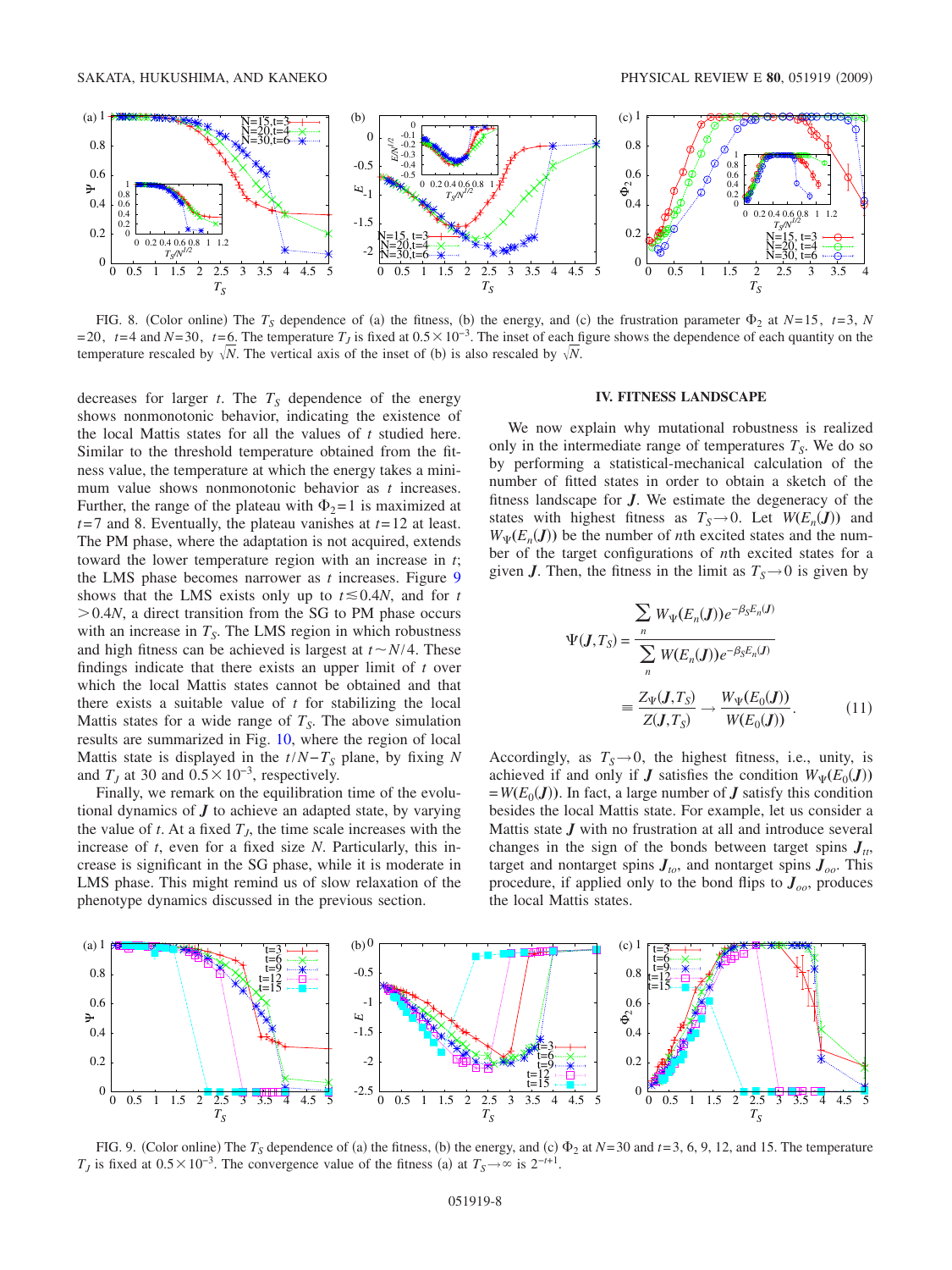FIG. 8. (Color online) The $T_S$ dependence of (a) the fitness, (b) the energy, and (c) the frustration parameter $\Phi_2$ at $N=15$, $t=3$, $N=20$, $t=4$ and $N=30$, $t=6$. The temperature $T_J$ is fixed at $0.5\times10^{-3}$. The inset of each figure shows the dependence of each quantity on the temperature rescaled by $\sqrt{N}$. The vertical axis of the inset of (b) is also rescaled by $\sqrt{N}$.

decreases for larger $t$. The $T_S$ dependence of the energy shows nonmonotonic behavior, indicating the existence of the local Mattis states for all the values of $t$ studied here. Similar to the threshold temperature obtained from the fitness value, the temperature at which the energy takes a minimum value shows nonmonotonic behavior as $t$ increases. Further, the range of the plateau with $\Phi_2=1$ is maximized at $t=7$ and 8. Eventually, the plateau vanishes at $t=12$ at least. The PM phase, where the adaptation is not acquired, extends toward the lower temperature region with an increase in $t$; the LMS phase becomes narrower as $t$ increases. Figure 9 shows that the LMS exists only up to $t\lesssim0.4N$, and for $t>0.4N$, a direct transition from the SG to PM phase occurs with an increase in $T_S$. The LMS region in which robustness and high fitness can be achieved is largest at $t\sim N/4$. These findings indicate that there exists an upper limit of $t$ over which the local Mattis states cannot be obtained and that there exists a suitable value of $t$ for stabilizing the local Mattis states for a wide range of $T_S$. The above simulation results are summarized in Fig. 10, where the region of local Mattis state is displayed in the $t/N-T_S$ plane, by fixing $N$ and $T_J$ at 30 and $0.5\times10^{-3}$, respectively.

Finally, we remark on the equilibration time of the evolutional dynamics of $\boldsymbol{J}$ to achieve an adapted state, by varying the value of $t$. At a fixed $T_J$, the time scale increases with the increase of $t$, even for a fixed size $N$. Particularly, this increase is significant in the SG phase, while it is moderate in LMS phase. This might remind us of slow relaxation of the phenotype dynamics discussed in the previous section.

## IV. FITNESS LANDSCAPE

We now explain why mutational robustness is realized only in the intermediate range of temperatures $T_S$. We do so by performing a statistical-mechanical calculation of the number of fitted states in order to obtain a sketch of the fitness landscape for $\boldsymbol{J}$. We estimate the degeneracy of the states with highest fitness as $T_S\to0$. Let $W(E_n(\boldsymbol{J}))$ and $W_\Psi(E_n(\boldsymbol{J}))$ be the number of $n$th excited states and the number of the target configurations of $n$th excited states for a given $\boldsymbol{J}$. Then, the fitness in the limit as $T_S\to0$ is given by

$$\Psi(\boldsymbol{J},T_S)=\frac{\sum_n W_\Psi(E_n(\boldsymbol{J}))e^{-\beta_S E_n(\boldsymbol{J})}}{\sum_n W(E_n(\boldsymbol{J}))e^{-\beta_S E_n(\boldsymbol{J})}} \equiv \frac{Z_\Psi(\boldsymbol{J},T_S)}{Z(\boldsymbol{J},T_S)} \to \frac{W_\Psi(E_0(\boldsymbol{J}))}{W(E_0(\boldsymbol{J}))}. \quad (11)$$

Accordingly, as $T_S\to0$, the highest fitness, i.e., unity, is achieved if and only if $\boldsymbol{J}$ satisfies the condition $W_\Psi(E_0(\boldsymbol{J}))=W(E_0(\boldsymbol{J}))$. In fact, a large number of $\boldsymbol{J}$ satisfy this condition besides the local Mattis state. For example, let us consider a Mattis state $\boldsymbol{J}$ with no frustration at all and introduce several changes in the sign of the bonds between target spins $\boldsymbol{J}_{tt}$, target and nontarget spins $\boldsymbol{J}_{to}$, and nontarget spins $\boldsymbol{J}_{oo}$. This procedure, if applied only to the bond flips to $\boldsymbol{J}_{oo}$, produces the local Mattis states.

FIG. 9. (Color online) The $T_S$ dependence of (a) the fitness, (b) the energy, and (c) $\Phi_2$ at $N=30$ and $t=3$, 6, 9, 12, and 15. The temperature $T_J$ is fixed at $0.5\times10^{-3}$. The convergence value of the fitness (a) at $T_S\to\infty$ is $2^{-t+1}$.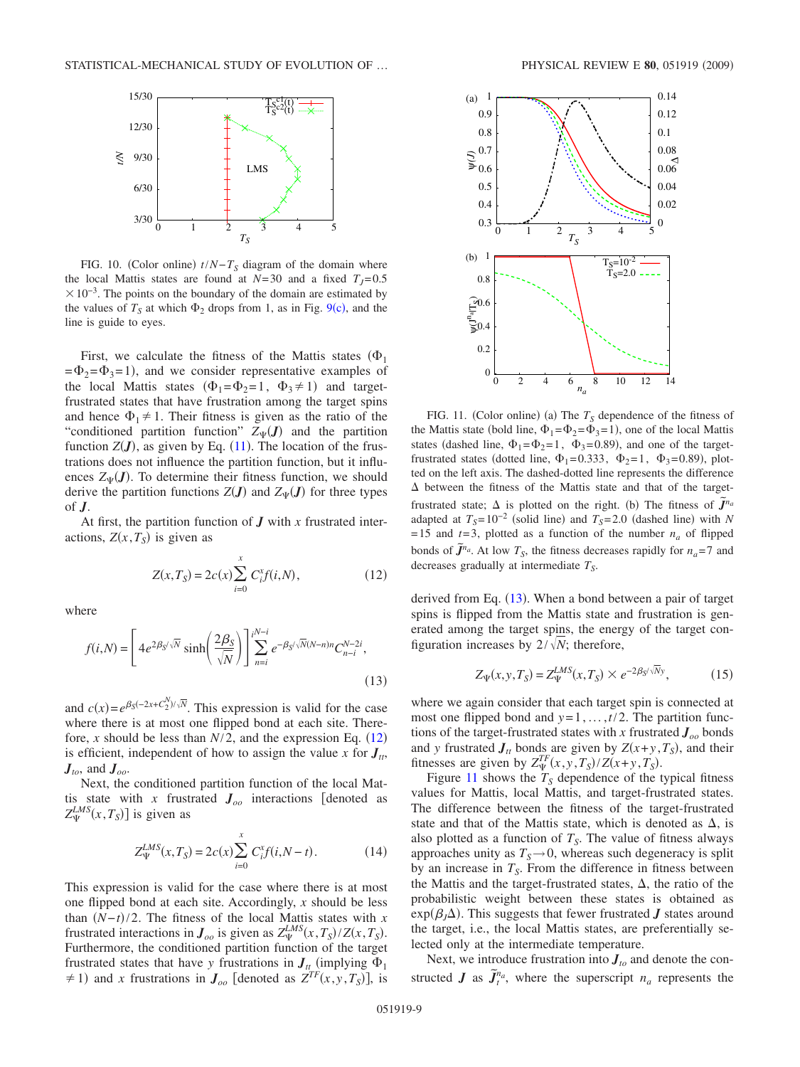FIG. 10. (Color online) $t/N-T_S$ diagram of the domain where the local Mattis states are found at $N=30$ and a fixed $T_J=0.5\times10^{-3}$. The points on the boundary of the domain are estimated by the values of $T_S$ at which $\Phi_2$ drops from 1, as in Fig. 9(c), and the line is guide to eyes.

First, we calculate the fitness of the Mattis states ($\Phi_1=\Phi_2=\Phi_3=1$), and we consider representative examples of the local Mattis states ($\Phi_1=\Phi_2=1$, $\Phi_3\neq 1$) and target-frustrated states that have frustration among the target spins and hence $\Phi_1\neq 1$. Their fitness is given as the ratio of the "conditioned partition function" $Z_\Psi(\boldsymbol{J})$ and the partition function $Z(\boldsymbol{J})$, as given by Eq. (11). The location of the frustrations does not influence the partition function, but it influences $Z_\Psi(\boldsymbol{J})$. To determine their fitness function, we should derive the partition functions $Z(\boldsymbol{J})$ and $Z_\Psi(\boldsymbol{J})$ for three types of $\boldsymbol{J}$.

At first, the partition function of $\boldsymbol{J}$ with $x$ frustrated interactions, $Z(x,T_S)$ is given as

$$Z(x,T_S)=2c(x)\sum_{i=0}^{x}C_i^x f(i,N), \tag{12}$$

where

$$f(i,N)=\left[4e^{2\beta_S/\sqrt{N}}\sinh\left(\frac{2\beta_S}{\sqrt{N}}\right)\right]^i\sum_{n=i}^{N-i}e^{-\beta_S/\sqrt{N}(N-n)n}C_{n-i}^{N-2i}, \tag{13}$$

and $c(x)=e^{\beta_S(-2x+C_2^N)/\sqrt{N}}$. This expression is valid for the case where there is at most one flipped bond at each site. Therefore, $x$ should be less than $N/2$, and the expression Eq. (12) is efficient, independent of how to assign the value $x$ for $\boldsymbol{J}_{tt}$, $\boldsymbol{J}_{to}$, and $\boldsymbol{J}_{oo}$.

Next, the conditioned partition function of the local Mattis state with $x$ frustrated $\boldsymbol{J}_{oo}$ interactions [denoted as $Z_\Psi^{LMS}(x,T_S)$] is given as

$$Z_\Psi^{LMS}(x,T_S)=2c(x)\sum_{i=0}^{x}C_i^x f(i,N-t). \tag{14}$$

This expression is valid for the case where there is at most one flipped bond at each site. Accordingly, $x$ should be less than $(N-t)/2$. The fitness of the local Mattis states with $x$ frustrated interactions in $\boldsymbol{J}_{oo}$ is given as $Z_\Psi^{LMS}(x,T_S)/Z(x,T_S)$. Furthermore, the conditioned partition function of the target frustrated states that have $y$ frustrations in $\boldsymbol{J}_{tt}$ (implying $\Phi_1\neq 1$) and $x$ frustrations in $\boldsymbol{J}_{oo}$ [denoted as $Z^{TF}(x,y,T_S)$], is derived from Eq. (13). When a bond between a pair of target spins is flipped from the Mattis state and frustration is generated among the target spins, the energy of the target configuration increases by $2/\sqrt{N}$; therefore,

$$Z_\Psi(x,y,T_S)=Z_\Psi^{LMS}(x,T_S)\times e^{-2\beta_S/\sqrt{N}y}, \tag{15}$$

where we again consider that each target spin is connected at most one flipped bond and $y=1,\ldots,t/2$. The partition functions of the target-frustrated states with $x$ frustrated $\boldsymbol{J}_{oo}$ bonds and $y$ frustrated $\boldsymbol{J}_{tt}$ bonds are given by $Z(x+y,T_S)$, and their fitnesses are given by $Z_\Psi^{TF}(x,y,T_S)/Z(x+y,T_S)$.

FIG. 11. (Color online) (a) The $T_S$ dependence of the fitness of the Mattis state (bold line, $\Phi_1=\Phi_2=\Phi_3=1$), one of the local Mattis states (dashed line, $\Phi_1=\Phi_2=1$, $\Phi_3=0.89$), and one of the target-frustrated states (dotted line, $\Phi_1=0.333$, $\Phi_2=1$, $\Phi_3=0.89$), plotted on the left axis. The dashed-dotted line represents the difference $\Delta$ between the fitness of the Mattis state and that of the target-frustrated state; $\Delta$ is plotted on the right. (b) The fitness of $\tilde{\boldsymbol{J}}^{n_a}$ adapted at $T_S=10^{-2}$ (solid line) and $T_S=2.0$ (dashed line) with $N=15$ and $t=3$, plotted as a function of the number $n_a$ of flipped bonds of $\tilde{\boldsymbol{J}}^{n_a}$. At low $T_S$, the fitness decreases rapidly for $n_a=7$ and decreases gradually at intermediate $T_S$.

Figure 11 shows the $T_S$ dependence of the typical fitness values for Mattis, local Mattis, and target-frustrated states. The difference between the fitness of the target-frustrated state and that of the Mattis state, which is denoted as $\Delta$, is also plotted as a function of $T_S$. The value of fitness always approaches unity as $T_S\to 0$, whereas such degeneracy is split by an increase in $T_S$. From the difference in fitness between the Mattis and the target-frustrated states, $\Delta$, the ratio of the probabilistic weight between these states is obtained as $\exp(\beta_J\Delta)$. This suggests that fewer frustrated $\boldsymbol{J}$ states around the target, i.e., the local Mattis states, are preferentially selected only at the intermediate temperature.

Next, we introduce frustration into $\boldsymbol{J}_{to}$ and denote the constructed $\boldsymbol{J}$ as $\tilde{\boldsymbol{J}}_t^{n_a}$, where the superscript $n_a$ represents the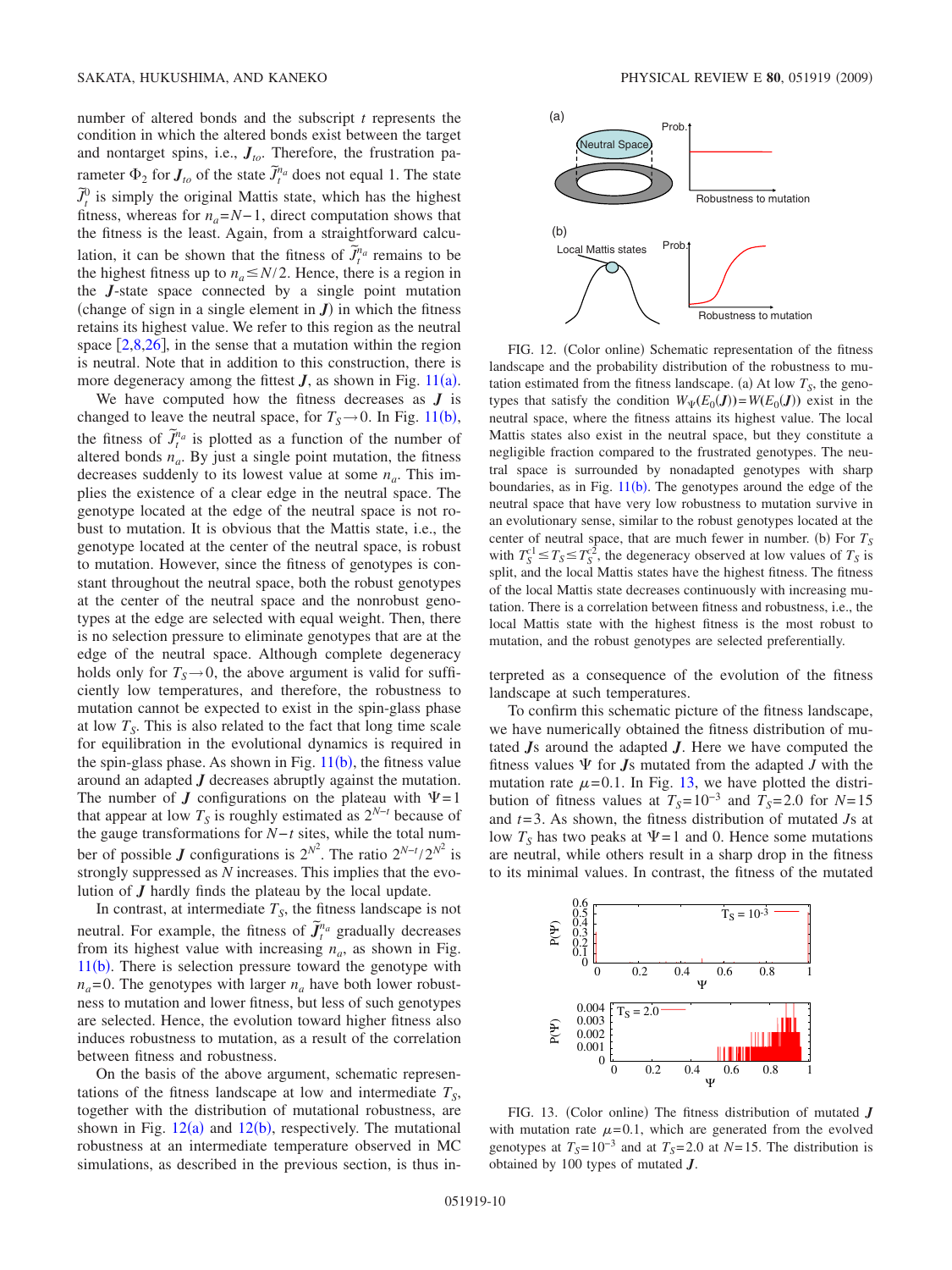number of altered bonds and the subscript $t$ represents the condition in which the altered bonds exist between the target and nontarget spins, i.e., $\boldsymbol{J}_{to}$. Therefore, the frustration parameter $\Phi_2$ for $\boldsymbol{J}_{to}$ of the state $\tilde{J}_t^{n_a}$ does not equal 1. The state $\tilde{J}_t^0$ is simply the original Mattis state, which has the highest fitness, whereas for $n_a=N-1$, direct computation shows that the fitness is the least. Again, from a straightforward calculation, it can be shown that the fitness of $\tilde{J}_t^{n_a}$ remains to be the highest fitness up to $n_a \leq N/2$. Hence, there is a region in the $\boldsymbol{J}$-state space connected by a single point mutation (change of sign in a single element in $\boldsymbol{J}$) in which the fitness retains its highest value. We refer to this region as the neutral space [2,8,26], in the sense that a mutation within the region is neutral. Note that in addition to this construction, there is more degeneracy among the fittest $\boldsymbol{J}$, as shown in Fig. 11(a).

We have computed how the fitness decreases as $\boldsymbol{J}$ is changed to leave the neutral space, for $T_S \to 0$. In Fig. 11(b), the fitness of $\tilde{J}_t^{n_a}$ is plotted as a function of the number of altered bonds $n_a$. By just a single point mutation, the fitness decreases suddenly to its lowest value at some $n_a$. This implies the existence of a clear edge in the neutral space. The genotype located at the edge of the neutral space is not robust to mutation. It is obvious that the Mattis state, i.e., the genotype located at the center of the neutral space, is robust to mutation. However, since the fitness of genotypes is constant throughout the neutral space, both the robust genotypes at the center of the neutral space and the nonrobust genotypes at the edge are selected with equal weight. Then, there is no selection pressure to eliminate genotypes that are at the edge of the neutral space. Although complete degeneracy holds only for $T_S \to 0$, the above argument is valid for sufficiently low temperatures, and therefore, the robustness to mutation cannot be expected to exist in the spin-glass phase at low $T_S$. This is also related to the fact that long time scale for equilibration in the evolutionary dynamics is required in the spin-glass phase. As shown in Fig. 11(b), the fitness value around an adapted $\boldsymbol{J}$ decreases abruptly against the mutation. The number of $\boldsymbol{J}$ configurations on the plateau with $\Psi=1$ that appear at low $T_S$ is roughly estimated as $2^{N-t}$ because of the gauge transformations for $N-t$ sites, while the total number of possible $\boldsymbol{J}$ configurations is $2^{N^2}$. The ratio $2^{N-t}/2^{N^2}$ is strongly suppressed as $N$ increases. This implies that the evolution of $\boldsymbol{J}$ hardly finds the plateau by the local update.

In contrast, at intermediate $T_S$, the fitness landscape is not neutral. For example, the fitness of $\tilde{\boldsymbol{J}}_t^{n_a}$ gradually decreases from its highest value with increasing $n_a$, as shown in Fig. 11(b). There is selection pressure toward the genotype with $n_a=0$. The genotypes with larger $n_a$ have both lower robustness to mutation and lower fitness, but less of such genotypes are selected. Hence, the evolution toward higher fitness also induces robustness to mutation, as a result of the correlation between fitness and robustness.

On the basis of the above argument, schematic representations of the fitness landscape at low and intermediate $T_S$, together with the distribution of mutational robustness, are shown in Fig. 12(a) and 12(b), respectively. The mutational robustness at an intermediate temperature observed in MC simulations, as described in the previous section, is thus interpreted as a consequence of the evolution of the fitness landscape at such temperatures.

FIG. 12. (Color online) Schematic representation of the fitness landscape and the probability distribution of the robustness to mutation estimated from the fitness landscape. (a) At low $T_S$, the genotypes that satisfy the condition $W_\Psi(E_0(\boldsymbol{J}))=W(E_0(\boldsymbol{J}))$ exist in the neutral space, where the fitness attains its highest value. The local Mattis states also exist in the neutral space, but they constitute a negligible fraction compared to the frustrated genotypes. The neutral space is surrounded by nonadapted genotypes with sharp boundaries, as in Fig. 11(b). The genotypes around the edge of the neutral space that have very low robustness to mutation survive in an evolutionary sense, similar to the robust genotypes located at the center of neutral space, that are much fewer in number. (b) For $T_S$ with $T_S^{c1} \leq T_S \leq T_S^{c2}$, the degeneracy observed at low values of $T_S$ is split, and the local Mattis states have the highest fitness. The fitness of the local Mattis state decreases continuously with increasing mutation. There is a correlation between fitness and robustness, i.e., the local Mattis state with the highest fitness is the most robust to mutation, and the robust genotypes are selected preferentially.

To confirm this schematic picture of the fitness landscape, we have numerically obtained the fitness distribution of mutated $\boldsymbol{J}$s around the adapted $\boldsymbol{J}$. Here we have computed the fitness values $\Psi$ for $\boldsymbol{J}$s mutated from the adapted $J$ with the mutation rate $\mu=0.1$. In Fig. 13, we have plotted the distribution of fitness values at $T_S=10^{-3}$ and $T_S=2.0$ for $N=15$ and $t=3$. As shown, the fitness distribution of mutated $J$s at low $T_S$ has two peaks at $\Psi=1$ and 0. Hence some mutations are neutral, while others result in a sharp drop in the fitness to its minimal values. In contrast, the fitness of the mutated

FIG. 13. (Color online) The fitness distribution of mutated $\boldsymbol{J}$ with mutation rate $\mu=0.1$, which are generated from the evolved genotypes at $T_S=10^{-3}$ and at $T_S=2.0$ at $N=15$. The distribution is obtained by 100 types of mutated $\boldsymbol{J}$.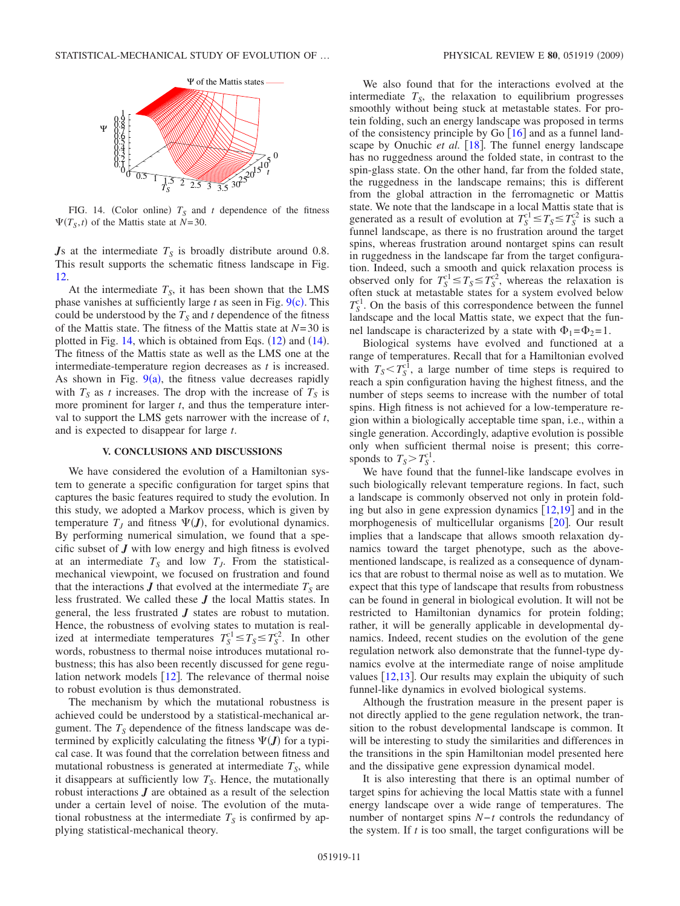FIG. 14. (Color online) $T_S$ and $t$ dependence of the fitness $\Psi(T_S,t)$ of the Mattis state at $N=30$.

$\boldsymbol{J}$s at the intermediate $T_S$ is broadly distribute around 0.8. This result supports the schematic fitness landscape in Fig. 12.

At the intermediate $T_S$, it has been shown that the LMS phase vanishes at sufficiently large $t$ as seen in Fig. 9(c). This could be understood by the $T_S$ and $t$ dependence of the fitness of the Mattis state. The fitness of the Mattis state at $N=30$ is plotted in Fig. 14, which is obtained from Eqs. (12) and (14). The fitness of the Mattis state as well as the LMS one at the intermediate-temperature region decreases as $t$ is increased. As shown in Fig. 9(a), the fitness value decreases rapidly with $T_S$ as $t$ increases. The drop with the increase of $T_S$ is more prominent for larger $t$, and thus the temperature interval to support the LMS gets narrower with the increase of $t$, and is expected to disappear for large $t$.

## V. CONCLUSIONS AND DISCUSSIONS

We have considered the evolution of a Hamiltonian system to generate a specific configuration for target spins that captures the basic features required to study the evolution. In this study, we adopted a Markov process, which is given by temperature $T_J$ and fitness $\Psi(\boldsymbol{J})$, for evolutionary dynamics. By performing numerical simulation, we found that a specific subset of $\boldsymbol{J}$ with low energy and high fitness is evolved at an intermediate $T_S$ and low $T_J$. From the statistical-mechanical viewpoint, we focused on frustration and found that the interactions $\boldsymbol{J}$ that evolved at the intermediate $T_S$ are less frustrated. We called these $\boldsymbol{J}$ the local Mattis states. In general, the less frustrated $\boldsymbol{J}$ states are robust to mutation. Hence, the robustness of evolving states to mutation is realized at intermediate temperatures $T_S^{c1} \leq T_S \leq T_S^{c2}$. In other words, robustness to thermal noise introduces mutational robustness; this has also been recently discussed for gene regulation network models [12]. The relevance of thermal noise to robust evolution is thus demonstrated.

The mechanism by which the mutational robustness is achieved could be understood by a statistical-mechanical argument. The $T_S$ dependence of the fitness landscape was determined by explicitly calculating the fitness $\Psi(\boldsymbol{J})$ for a typical case. It was found that the correlation between fitness and mutational robustness is generated at intermediate $T_S$, while it disappears at sufficiently low $T_S$. Hence, the mutationally robust interactions $\boldsymbol{J}$ are obtained as a result of the selection under a certain level of noise. The evolution of the mutational robustness at the intermediate $T_S$ is confirmed by applying statistical-mechanical theory.

We also found that for the interactions evolved at the intermediate $T_S$, the relaxation to equilibrium progresses smoothly without being stuck at metastable states. For protein folding, such an energy landscape was proposed in terms of the consistency principle by Go [16] and as a funnel landscape by Onuchic *et al.* [18]. The funnel energy landscape has no ruggedness around the folded state, in contrast to the spin-glass state. On the other hand, far from the folded state, the ruggedness in the landscape remains; this is different from the global attraction in the ferromagnetic or Mattis state. We note that the landscape in a local Mattis state that is generated as a result of evolution at $T_S^{c1} \leq T_S \leq T_S^{c2}$ is such a funnel landscape, as there is no frustration around the target spins, whereas frustration around nontarget spins can result in ruggedness in the landscape far from the target configuration. Indeed, such a smooth and quick relaxation process is observed only for $T_S^{c1} \leq T_S \leq T_S^{c2}$, whereas the relaxation is often stuck at metastable states for a system evolved below $T_S^{c1}$. On the basis of this correspondence between the funnel landscape and the local Mattis state, we expect that the funnel landscape is characterized by a state with $\Phi_1=\Phi_2=1$.

Biological systems have evolved and functioned at a range of temperatures. Recall that for a Hamiltonian evolved with $T_S < T_S^{c1}$, a large number of time steps is required to reach a spin configuration having the highest fitness, and the number of steps seems to increase with the number of total spins. High fitness is not achieved for a low-temperature region within a biologically acceptable time span, i.e., within a single generation. Accordingly, adaptive evolution is possible only when sufficient thermal noise is present; this corresponds to $T_S > T_S^{c1}$.

We have found that the funnel-like landscape evolves in such biologically relevant temperature regions. In fact, such a landscape is commonly observed not only in protein folding but also in gene expression dynamics [12,19] and in the morphogenesis of multicellular organisms [20]. Our result implies that a landscape that allows smooth relaxation dynamics toward the target phenotype, such as the above-mentioned landscape, is realized as a consequence of dynamics that are robust to thermal noise as well as to mutation. We expect that this type of landscape that results from robustness can be found in general in biological evolution. It will not be restricted to Hamiltonian dynamics for protein folding; rather, it will be generally applicable in developmental dynamics. Indeed, recent studies on the evolution of the gene regulation network also demonstrate that the funnel-type dynamics evolve at the intermediate range of noise amplitude values [12,13]. Our results may explain the ubiquity of such funnel-like dynamics in evolved biological systems.

Although the frustration measure in the present paper is not directly applied to the gene regulation network, the transition to the robust developmental landscape is common. It will be interesting to study the similarities and differences in the transitions in the spin Hamiltonian model presented here and the dissipative gene expression dynamical model.

It is also interesting that there is an optimal number of target spins for achieving the local Mattis state with a funnel energy landscape over a wide range of temperatures. The number of nontarget spins $N-t$ controls the redundancy of the system. If $t$ is too small, the target configurations will be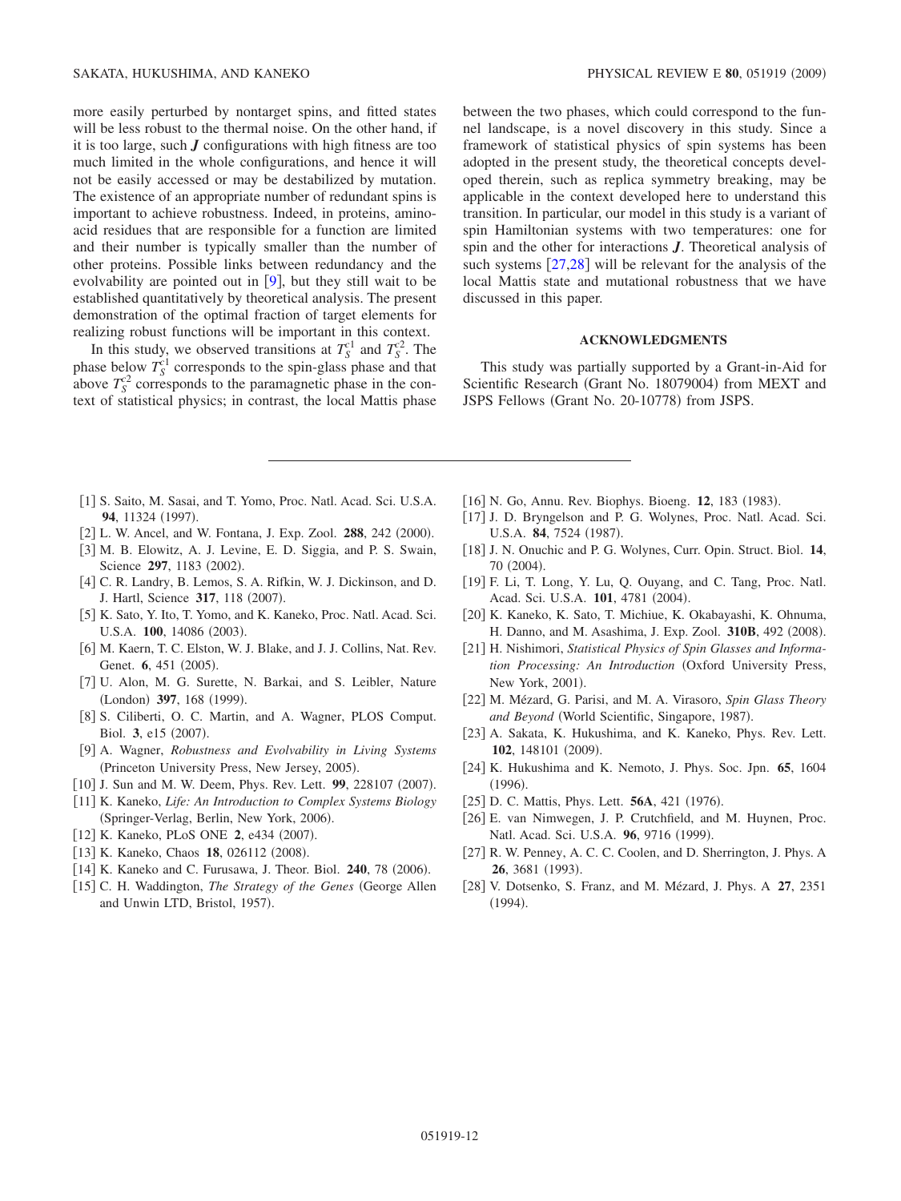more easily perturbed by nontarget spins, and fitted states will be less robust to the thermal noise. On the other hand, if it is too large, such $\boldsymbol{J}$ configurations with high fitness are too much limited in the whole configurations, and hence it will not be easily accessed or may be destabilized by mutation. The existence of an appropriate number of redundant spins is important to achieve robustness. Indeed, in proteins, amino-acid residues that are responsible for a function are limited and their number is typically smaller than the number of other proteins. Possible links between redundancy and the evolvability are pointed out in [9], but they still wait to be established quantitatively by theoretical analysis. The present demonstration of the optimal fraction of target elements for realizing robust functions will be important in this context.

In this study, we observed transitions at $T_S^{c1}$ and $T_S^{c2}$. The phase below $T_S^{c1}$ corresponds to the spin-glass phase and that above $T_S^{c2}$ corresponds to the paramagnetic phase in the context of statistical physics; in contrast, the local Mattis phase between the two phases, which could correspond to the funnel landscape, is a novel discovery in this study. Since a framework of statistical physics of spin systems has been adopted in the present study, the theoretical concepts developed therein, such as replica symmetry breaking, may be applicable in the context developed here to understand this transition. In particular, our model in this study is a variant of spin Hamiltonian systems with two temperatures: one for spin and the other for interactions $\boldsymbol{J}$. Theoretical analysis of such systems [27,28] will be relevant for the analysis of the local Mattis state and mutational robustness that we have discussed in this paper.

## ACKNOWLEDGMENTS

This study was partially supported by a Grant-in-Aid for Scientific Research (Grant No. 18079004) from MEXT and JSPS Fellows (Grant No. 20-10778) from JSPS.

---

[1] S. Saito, M. Sasai, and T. Yomo, Proc. Natl. Acad. Sci. U.S.A. **94**, 11324 (1997).
[2] L. W. Ancel, and W. Fontana, J. Exp. Zool. **288**, 242 (2000).
[3] M. B. Elowitz, A. J. Levine, E. D. Siggia, and P. S. Swain, Science **297**, 1183 (2002).
[4] C. R. Landry, B. Lemos, S. A. Rifkin, W. J. Dickinson, and D. J. Hartl, Science **317**, 118 (2007).
[5] K. Sato, Y. Ito, T. Yomo, and K. Kaneko, Proc. Natl. Acad. Sci. U.S.A. **100**, 14086 (2003).
[6] M. Kaern, T. C. Elston, W. J. Blake, and J. J. Collins, Nat. Rev. Genet. **6**, 451 (2005).
[7] U. Alon, M. G. Surette, N. Barkai, and S. Leibler, Nature (London) **397**, 168 (1999).
[8] S. Ciliberti, O. C. Martin, and A. Wagner, PLOS Comput. Biol. **3**, e15 (2007).
[9] A. Wagner, *Robustness and Evolvability in Living Systems* (Princeton University Press, New Jersey, 2005).
[10] J. Sun and M. W. Deem, Phys. Rev. Lett. **99**, 228107 (2007).
[11] K. Kaneko, *Life: An Introduction to Complex Systems Biology* (Springer-Verlag, Berlin, New York, 2006).
[12] K. Kaneko, PLoS ONE **2**, e434 (2007).
[13] K. Kaneko, Chaos **18**, 026112 (2008).
[14] K. Kaneko and C. Furusawa, J. Theor. Biol. **240**, 78 (2006).
[15] C. H. Waddington, *The Strategy of the Genes* (George Allen and Unwin LTD, Bristol, 1957).
[16] N. Go, Annu. Rev. Biophys. Bioeng. **12**, 183 (1983).
[17] J. D. Bryngelson and P. G. Wolynes, Proc. Natl. Acad. Sci. U.S.A. **84**, 7524 (1987).
[18] J. N. Onuchic and P. G. Wolynes, Curr. Opin. Struct. Biol. **14**, 70 (2004).
[19] F. Li, T. Long, Y. Lu, Q. Ouyang, and C. Tang, Proc. Natl. Acad. Sci. U.S.A. **101**, 4781 (2004).
[20] K. Kaneko, K. Sato, T. Michiue, K. Okabayashi, K. Ohnuma, H. Danno, and M. Asashima, J. Exp. Zool. **310B**, 492 (2008).
[21] H. Nishimori, *Statistical Physics of Spin Glasses and Information Processing: An Introduction* (Oxford University Press, New York, 2001).
[22] M. Mézard, G. Parisi, and M. A. Virasoro, *Spin Glass Theory and Beyond* (World Scientific, Singapore, 1987).
[23] A. Sakata, K. Hukushima, and K. Kaneko, Phys. Rev. Lett. **102**, 148101 (2009).
[24] K. Hukushima and K. Nemoto, J. Phys. Soc. Jpn. **65**, 1604 (1996).
[25] D. C. Mattis, Phys. Lett. **56A**, 421 (1976).
[26] E. van Nimwegen, J. P. Crutchfield, and M. Huynen, Proc. Natl. Acad. Sci. U.S.A. **96**, 9716 (1999).
[27] R. W. Penney, A. C. C. Coolen, and D. Sherrington, J. Phys. A **26**, 3681 (1993).
[28] V. Dotsenko, S. Franz, and M. Mézard, J. Phys. A **27**, 2351 (1994).